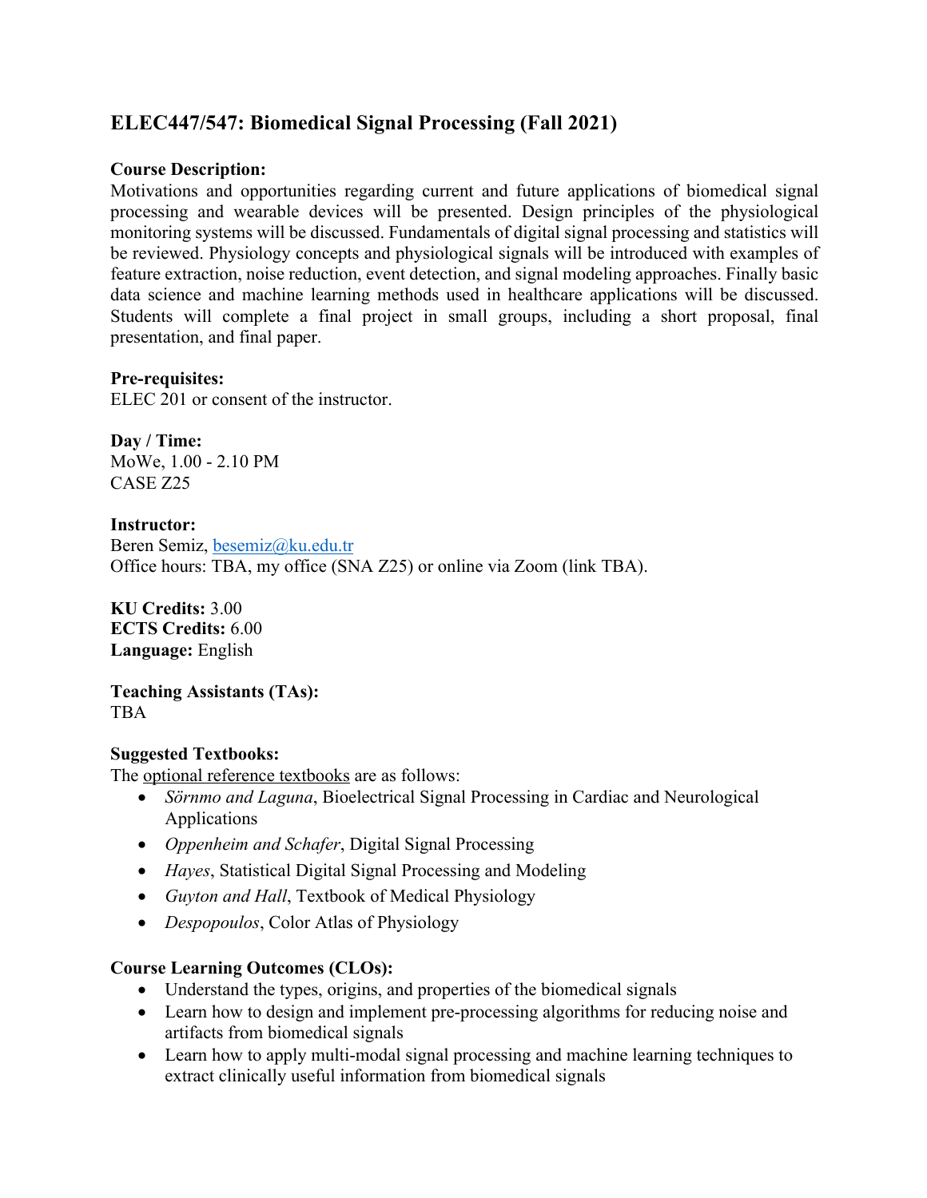# ELEC447/547: Biomedical Signal Processing (Fall 2021)

**Course Description:**
Motivations and opportunities regarding current and future applications of biomedical signal processing and wearable devices will be presented. Design principles of the physiological monitoring systems will be discussed. Fundamentals of digital signal processing and statistics will be reviewed. Physiology concepts and physiological signals will be introduced with examples of feature extraction, noise reduction, event detection, and signal modeling approaches. Finally basic data science and machine learning methods used in healthcare applications will be discussed. Students will complete a final project in small groups, including a short proposal, final presentation, and final paper.

**Pre-requisites:**
ELEC 201 or consent of the instructor.

**Day / Time:**
MoWe, 1.00 - 2.10 PM
CASE Z25

**Instructor:**
Beren Semiz, besemiz@ku.edu.tr
Office hours: TBA, my office (SNA Z25) or online via Zoom (link TBA).

**KU Credits:** 3.00
**ECTS Credits:** 6.00
**Language:** English

**Teaching Assistants (TAs):**
TBA

**Suggested Textbooks:**
The optional reference textbooks are as follows:

- *Sörnmo and Laguna*, Bioelectrical Signal Processing in Cardiac and Neurological Applications
- *Oppenheim and Schafer*, Digital Signal Processing
- *Hayes*, Statistical Digital Signal Processing and Modeling
- *Guyton and Hall*, Textbook of Medical Physiology
- *Despopoulos*, Color Atlas of Physiology

**Course Learning Outcomes (CLOs):**

- Understand the types, origins, and properties of the biomedical signals
- Learn how to design and implement pre-processing algorithms for reducing noise and artifacts from biomedical signals
- Learn how to apply multi-modal signal processing and machine learning techniques to extract clinically useful information from biomedical signals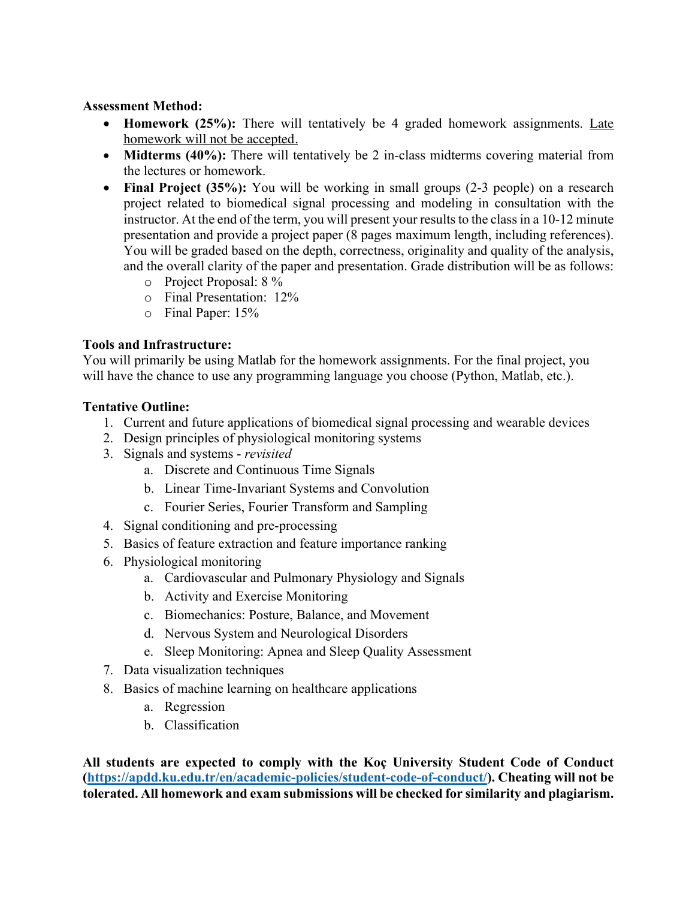**Assessment Method:**

- **Homework (25%):** There will tentatively be 4 graded homework assignments. Late homework will not be accepted.
- **Midterms (40%):** There will tentatively be 2 in-class midterms covering material from the lectures or homework.
- **Final Project (35%):** You will be working in small groups (2-3 people) on a research project related to biomedical signal processing and modeling in consultation with the instructor. At the end of the term, you will present your results to the class in a 10-12 minute presentation and provide a project paper (8 pages maximum length, including references). You will be graded based on the depth, correctness, originality and quality of the analysis, and the overall clarity of the paper and presentation. Grade distribution will be as follows:
  - Project Proposal: 8 %
  - Final Presentation: 12%
  - Final Paper: 15%

**Tools and Infrastructure:**

You will primarily be using Matlab for the homework assignments. For the final project, you will have the chance to use any programming language you choose (Python, Matlab, etc.).

**Tentative Outline:**

1. Current and future applications of biomedical signal processing and wearable devices
2. Design principles of physiological monitoring systems
3. Signals and systems - *revisited*
   a. Discrete and Continuous Time Signals
   b. Linear Time-Invariant Systems and Convolution
   c. Fourier Series, Fourier Transform and Sampling
4. Signal conditioning and pre-processing
5. Basics of feature extraction and feature importance ranking
6. Physiological monitoring
   a. Cardiovascular and Pulmonary Physiology and Signals
   b. Activity and Exercise Monitoring
   c. Biomechanics: Posture, Balance, and Movement
   d. Nervous System and Neurological Disorders
   e. Sleep Monitoring: Apnea and Sleep Quality Assessment
7. Data visualization techniques
8. Basics of machine learning on healthcare applications
   a. Regression
   b. Classification

**All students are expected to comply with the Koç University Student Code of Conduct (https://apdd.ku.edu.tr/en/academic-policies/student-code-of-conduct/). Cheating will not be tolerated. All homework and exam submissions will be checked for similarity and plagiarism.**